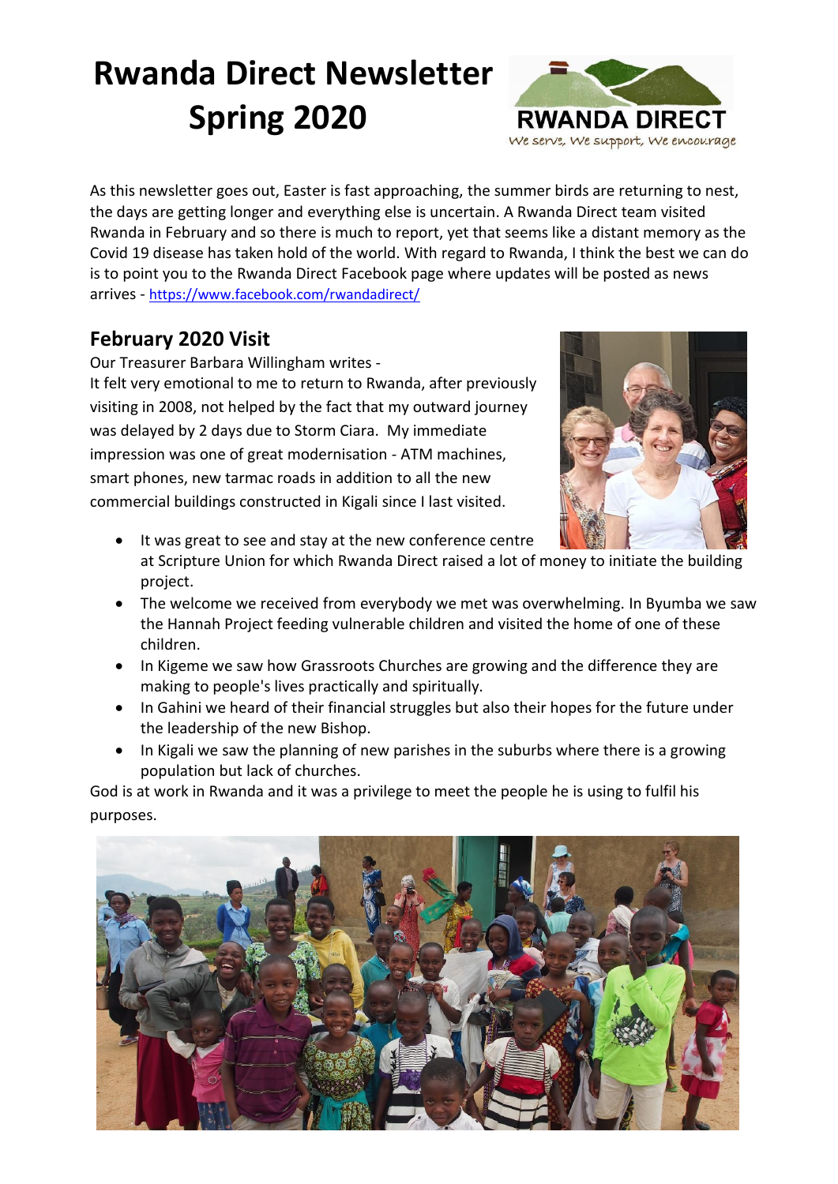# Rwanda Direct Newsletter Spring 2020

RWANDA DIRECT
We serve, We support, We encourage

As this newsletter goes out, Easter is fast approaching, the summer birds are returning to nest, the days are getting longer and everything else is uncertain. A Rwanda Direct team visited Rwanda in February and so there is much to report, yet that seems like a distant memory as the Covid 19 disease has taken hold of the world. With regard to Rwanda, I think the best we can do is to point you to the Rwanda Direct Facebook page where updates will be posted as news arrives - https://www.facebook.com/rwandadirect/

## February 2020 Visit

Our Treasurer Barbara Willingham writes -
It felt very emotional to me to return to Rwanda, after previously visiting in 2008, not helped by the fact that my outward journey was delayed by 2 days due to Storm Ciara. My immediate impression was one of great modernisation - ATM machines, smart phones, new tarmac roads in addition to all the new commercial buildings constructed in Kigali since I last visited.

- It was great to see and stay at the new conference centre at Scripture Union for which Rwanda Direct raised a lot of money to initiate the building project.
- The welcome we received from everybody we met was overwhelming. In Byumba we saw the Hannah Project feeding vulnerable children and visited the home of one of these children.
- In Kigeme we saw how Grassroots Churches are growing and the difference they are making to people's lives practically and spiritually.
- In Gahini we heard of their financial struggles but also their hopes for the future under the leadership of the new Bishop.
- In Kigali we saw the planning of new parishes in the suburbs where there is a growing population but lack of churches.

God is at work in Rwanda and it was a privilege to meet the people he is using to fulfil his purposes.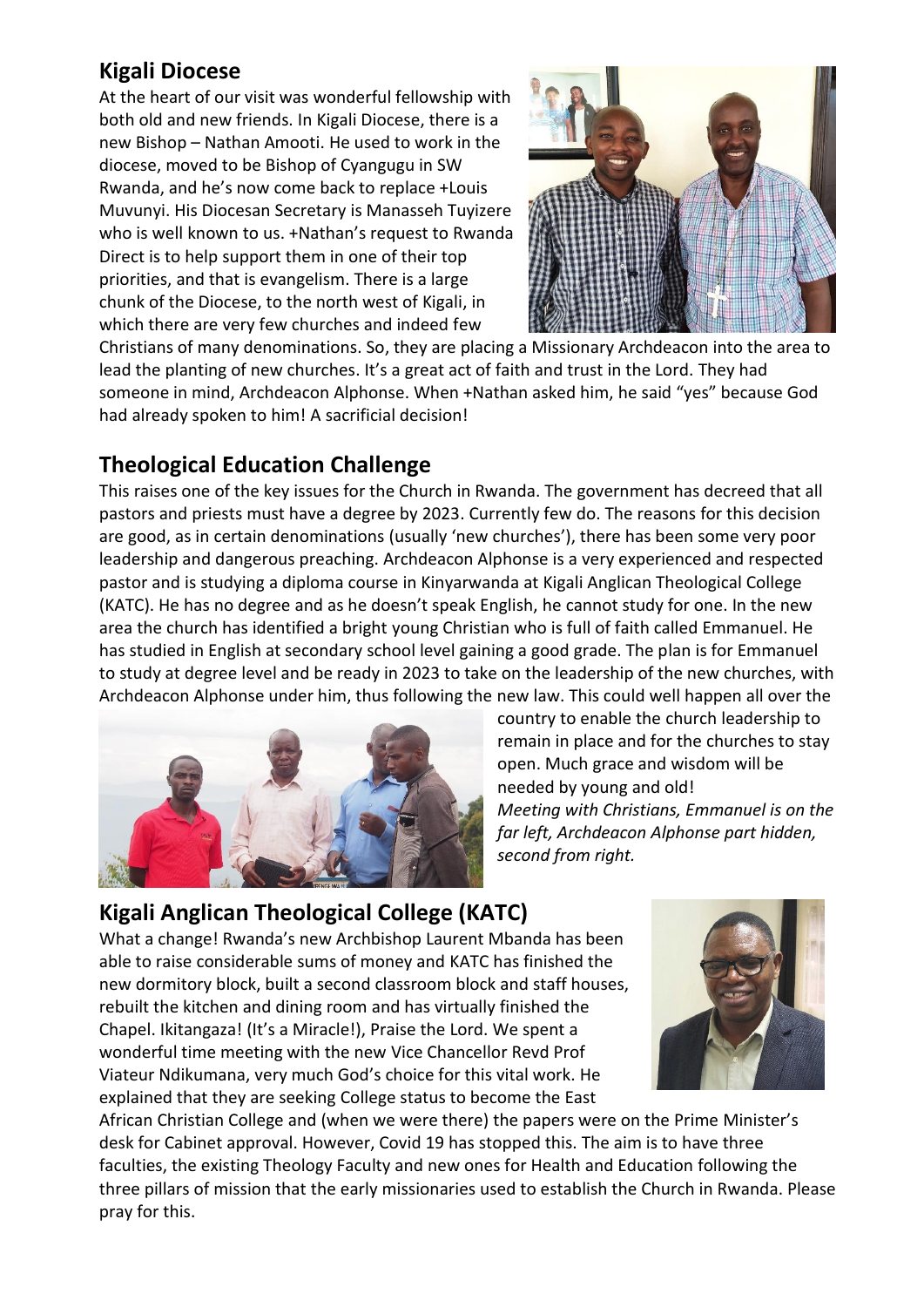## Kigali Diocese

At the heart of our visit was wonderful fellowship with both old and new friends. In Kigali Diocese, there is a new Bishop – Nathan Amooti. He used to work in the diocese, moved to be Bishop of Cyangugu in SW Rwanda, and he's now come back to replace +Louis Muvunyi. His Diocesan Secretary is Manasseh Tuyizere who is well known to us. +Nathan's request to Rwanda Direct is to help support them in one of their top priorities, and that is evangelism. There is a large chunk of the Diocese, to the north west of Kigali, in which there are very few churches and indeed few Christians of many denominations. So, they are placing a Missionary Archdeacon into the area to lead the planting of new churches. It's a great act of faith and trust in the Lord. They had someone in mind, Archdeacon Alphonse. When +Nathan asked him, he said "yes" because God had already spoken to him! A sacrificial decision!

## Theological Education Challenge

This raises one of the key issues for the Church in Rwanda. The government has decreed that all pastors and priests must have a degree by 2023. Currently few do. The reasons for this decision are good, as in certain denominations (usually 'new churches'), there has been some very poor leadership and dangerous preaching. Archdeacon Alphonse is a very experienced and respected pastor and is studying a diploma course in Kinyarwanda at Kigali Anglican Theological College (KATC). He has no degree and as he doesn't speak English, he cannot study for one. In the new area the church has identified a bright young Christian who is full of faith called Emmanuel. He has studied in English at secondary school level gaining a good grade. The plan is for Emmanuel to study at degree level and be ready in 2023 to take on the leadership of the new churches, with Archdeacon Alphonse under him, thus following the new law. This could well happen all over the country to enable the church leadership to remain in place and for the churches to stay open. Much grace and wisdom will be needed by young and old!

*Meeting with Christians, Emmanuel is on the far left, Archdeacon Alphonse part hidden, second from right.*

## Kigali Anglican Theological College (KATC)

What a change! Rwanda's new Archbishop Laurent Mbanda has been able to raise considerable sums of money and KATC has finished the new dormitory block, built a second classroom block and staff houses, rebuilt the kitchen and dining room and has virtually finished the Chapel. Ikitangaza! (It's a Miracle!), Praise the Lord. We spent a wonderful time meeting with the new Vice Chancellor Revd Prof Viateur Ndikumana, very much God's choice for this vital work. He explained that they are seeking College status to become the East African Christian College and (when we were there) the papers were on the Prime Minister's desk for Cabinet approval. However, Covid 19 has stopped this. The aim is to have three faculties, the existing Theology Faculty and new ones for Health and Education following the three pillars of mission that the early missionaries used to establish the Church in Rwanda. Please pray for this.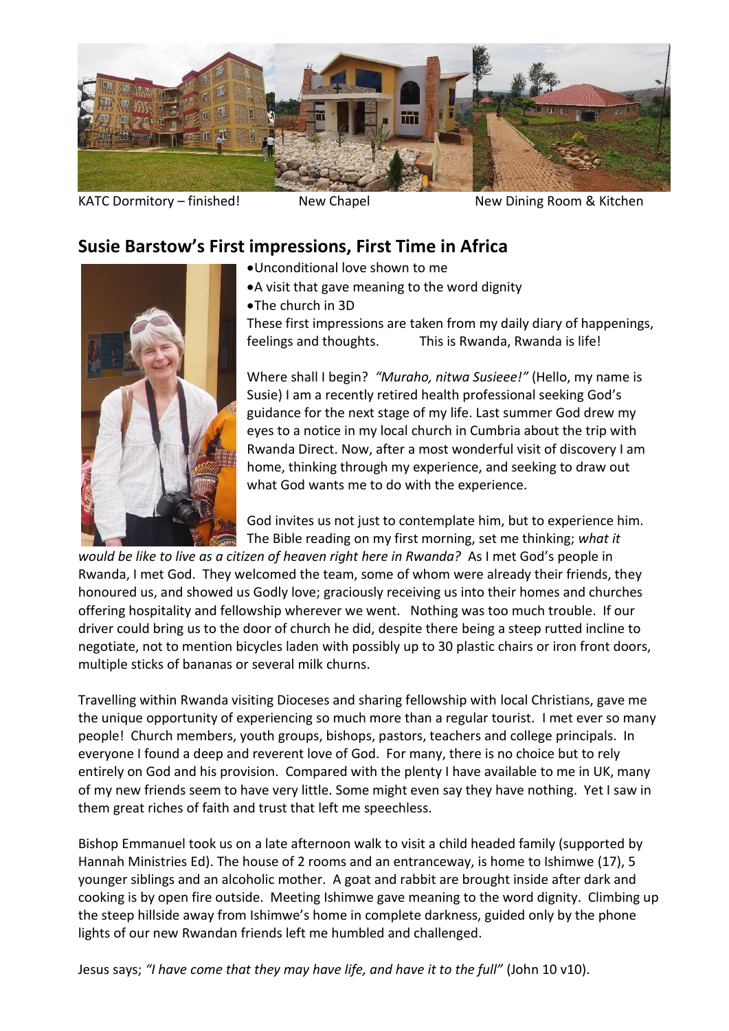KATC Dormitory – finished! New Chapel New Dining Room & Kitchen

## Susie Barstow's First impressions, First Time in Africa

- Unconditional love shown to me
- A visit that gave meaning to the word dignity
- The church in 3D

These first impressions are taken from my daily diary of happenings, feelings and thoughts. This is Rwanda, Rwanda is life!

Where shall I begin? *"Muraho, nitwa Susieee!"* (Hello, my name is Susie) I am a recently retired health professional seeking God's guidance for the next stage of my life. Last summer God drew my eyes to a notice in my local church in Cumbria about the trip with Rwanda Direct. Now, after a most wonderful visit of discovery I am home, thinking through my experience, and seeking to draw out what God wants me to do with the experience.

God invites us not just to contemplate him, but to experience him. The Bible reading on my first morning, set me thinking; *what it would be like to live as a citizen of heaven right here in Rwanda?* As I met God's people in Rwanda, I met God. They welcomed the team, some of whom were already their friends, they honoured us, and showed us Godly love; graciously receiving us into their homes and churches offering hospitality and fellowship wherever we went. Nothing was too much trouble. If our driver could bring us to the door of church he did, despite there being a steep rutted incline to negotiate, not to mention bicycles laden with possibly up to 30 plastic chairs or iron front doors, multiple sticks of bananas or several milk churns.

Travelling within Rwanda visiting Dioceses and sharing fellowship with local Christians, gave me the unique opportunity of experiencing so much more than a regular tourist. I met ever so many people! Church members, youth groups, bishops, pastors, teachers and college principals. In everyone I found a deep and reverent love of God. For many, there is no choice but to rely entirely on God and his provision. Compared with the plenty I have available to me in UK, many of my new friends seem to have very little. Some might even say they have nothing. Yet I saw in them great riches of faith and trust that left me speechless.

Bishop Emmanuel took us on a late afternoon walk to visit a child headed family (supported by Hannah Ministries Ed). The house of 2 rooms and an entranceway, is home to Ishimwe (17), 5 younger siblings and an alcoholic mother. A goat and rabbit are brought inside after dark and cooking is by open fire outside. Meeting Ishimwe gave meaning to the word dignity. Climbing up the steep hillside away from Ishimwe's home in complete darkness, guided only by the phone lights of our new Rwandan friends left me humbled and challenged.

Jesus says; *"I have come that they may have life, and have it to the full"* (John 10 v10).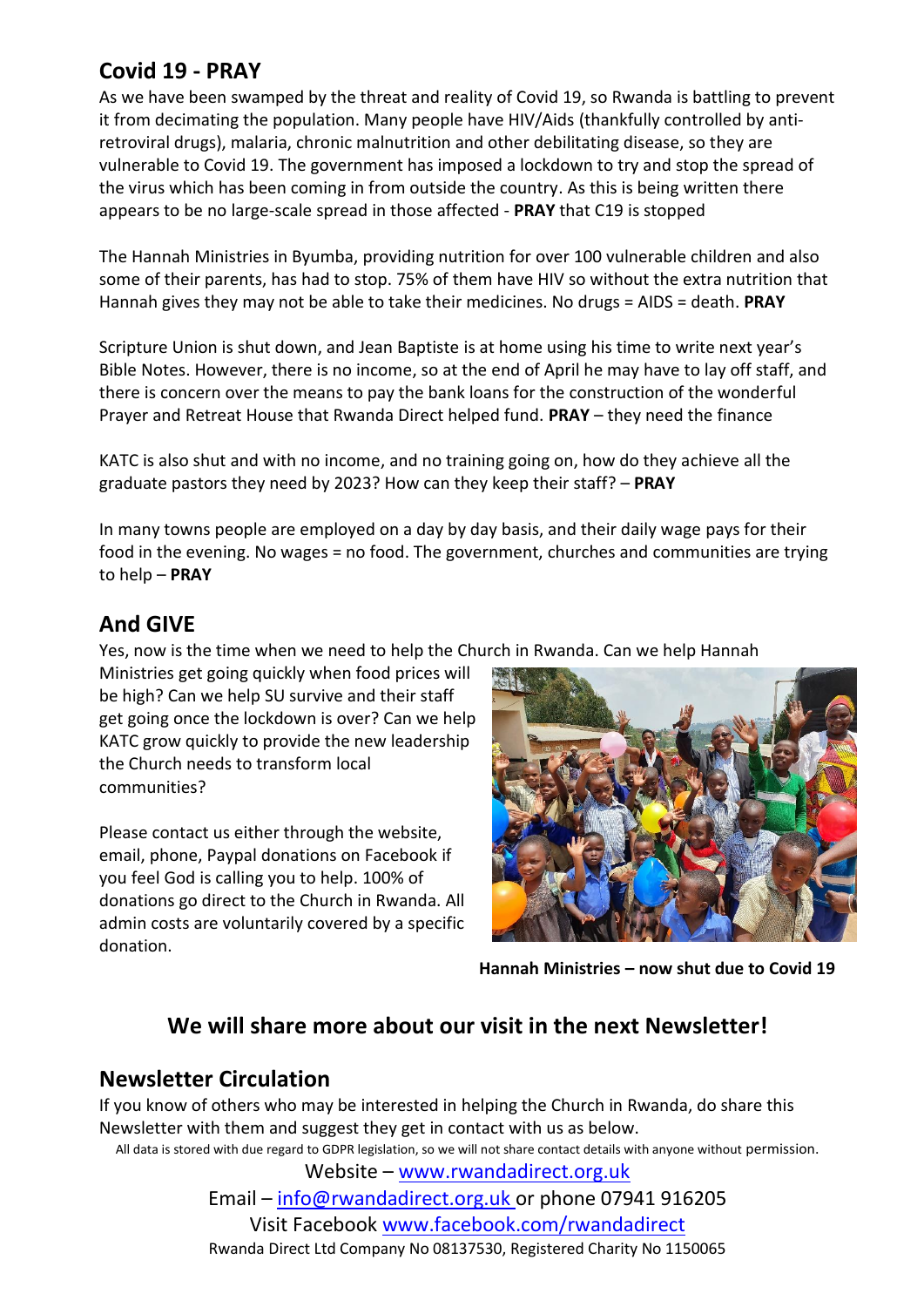## Covid 19 - PRAY

As we have been swamped by the threat and reality of Covid 19, so Rwanda is battling to prevent it from decimating the population. Many people have HIV/Aids (thankfully controlled by anti-retroviral drugs), malaria, chronic malnutrition and other debilitating disease, so they are vulnerable to Covid 19. The government has imposed a lockdown to try and stop the spread of the virus which has been coming in from outside the country. As this is being written there appears to be no large-scale spread in those affected - **PRAY** that C19 is stopped

The Hannah Ministries in Byumba, providing nutrition for over 100 vulnerable children and also some of their parents, has had to stop. 75% of them have HIV so without the extra nutrition that Hannah gives they may not be able to take their medicines. No drugs = AIDS = death. **PRAY**

Scripture Union is shut down, and Jean Baptiste is at home using his time to write next year's Bible Notes. However, there is no income, so at the end of April he may have to lay off staff, and there is concern over the means to pay the bank loans for the construction of the wonderful Prayer and Retreat House that Rwanda Direct helped fund. **PRAY** – they need the finance

KATC is also shut and with no income, and no training going on, how do they achieve all the graduate pastors they need by 2023? How can they keep their staff? – **PRAY**

In many towns people are employed on a day by day basis, and their daily wage pays for their food in the evening. No wages = no food. The government, churches and communities are trying to help – **PRAY**

## And GIVE

Yes, now is the time when we need to help the Church in Rwanda. Can we help Hannah Ministries get going quickly when food prices will be high? Can we help SU survive and their staff get going once the lockdown is over? Can we help KATC grow quickly to provide the new leadership the Church needs to transform local communities?

Please contact us either through the website, email, phone, Paypal donations on Facebook if you feel God is calling you to help. 100% of donations go direct to the Church in Rwanda. All admin costs are voluntarily covered by a specific donation.

**Hannah Ministries – now shut due to Covid 19**

### We will share more about our visit in the next Newsletter!

## Newsletter Circulation

If you know of others who may be interested in helping the Church in Rwanda, do share this Newsletter with them and suggest they get in contact with us as below.

All data is stored with due regard to GDPR legislation, so we will not share contact details with anyone without permission.

Website – www.rwandadirect.org.uk

Email – info@rwandadirect.org.uk or phone 07941 916205

Visit Facebook www.facebook.com/rwandadirect

Rwanda Direct Ltd Company No 08137530, Registered Charity No 1150065